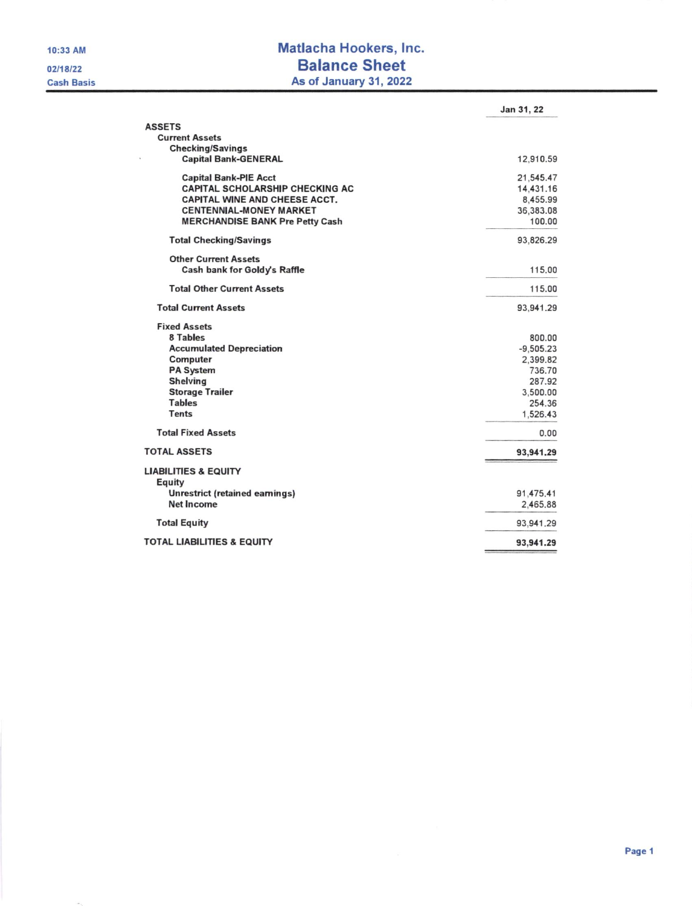10:33 AM

02/18/22

Cash Basis

# Matlacha Hookers, Inc.

## Balance Sheet

### As of January 31, 2022

| | Jan 31, 22 |
|---|---|
| **ASSETS** | |
| **Current Assets** | |
| **Checking/Savings** | |
| Capital Bank-GENERAL | 12,910.59 |
| Capital Bank-PIE Acct | 21,545.47 |
| CAPITAL SCHOLARSHIP CHECKING AC | 14,431.16 |
| CAPITAL WINE AND CHEESE ACCT. | 8,455.99 |
| CENTENNIAL-MONEY MARKET | 36,383.08 |
| MERCHANDISE BANK Pre Petty Cash | 100.00 |
| **Total Checking/Savings** | 93,826.29 |
| **Other Current Assets** | |
| Cash bank for Goldy's Raffle | 115.00 |
| **Total Other Current Assets** | 115.00 |
| **Total Current Assets** | 93,941.29 |
| **Fixed Assets** | |
| 8 Tables | 800.00 |
| Accumulated Depreciation | -9,505.23 |
| Computer | 2,399.82 |
| PA System | 736.70 |
| Shelving | 287.92 |
| Storage Trailer | 3,500.00 |
| Tables | 254.36 |
| Tents | 1,526.43 |
| **Total Fixed Assets** | 0.00 |
| **TOTAL ASSETS** | **93,941.29** |
| **LIABILITIES & EQUITY** | |
| **Equity** | |
| Unrestrict (retained earnings) | 91,475.41 |
| Net Income | 2,465.88 |
| **Total Equity** | 93,941.29 |
| **TOTAL LIABILITIES & EQUITY** | **93,941.29** |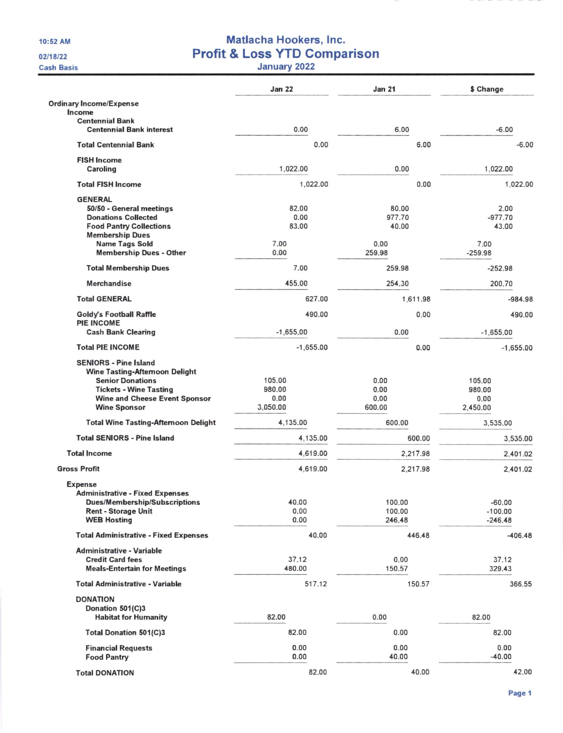10:52 AM
02/18/22
Cash Basis

# Matlacha Hookers, Inc.
## Profit & Loss YTD Comparison
January 2022

| | Jan 22 | Jan 21 | $ Change |
|---|---|---|---|
| **Ordinary Income/Expense** | | | |
| **Income** | | | |
| **Centennial Bank** | | | |
| Centennial Bank interest | 0.00 | 6.00 | -6.00 |
| **Total Centennial Bank** | 0.00 | 6.00 | -6.00 |
| **FISH Income** | | | |
| Caroling | 1,022.00 | 0.00 | 1,022.00 |
| **Total FISH Income** | 1,022.00 | 0.00 | 1,022.00 |
| **GENERAL** | | | |
| 50/50 - General meetings | 82.00 | 80.00 | 2.00 |
| Donations Collected | 0.00 | 977.70 | -977.70 |
| Food Pantry Collections | 83.00 | 40.00 | 43.00 |
| Membership Dues | | | |
| Name Tags Sold | 7.00 | 0.00 | 7.00 |
| Membership Dues - Other | 0.00 | 259.98 | -259.98 |
| **Total Membership Dues** | 7.00 | 259.98 | -252.98 |
| Merchandise | 455.00 | 254.30 | 200.70 |
| **Total GENERAL** | 627.00 | 1,611.98 | -984.98 |
| Goldy's Football Raffle | 490.00 | 0.00 | 490.00 |
| **PIE INCOME** | | | |
| Cash Bank Clearing | -1,655.00 | 0.00 | -1,655.00 |
| **Total PIE INCOME** | -1,655.00 | 0.00 | -1,655.00 |
| **SENIORS - Pine Island** | | | |
| Wine Tasting-Afternoon Delight | | | |
| Senior Donations | 105.00 | 0.00 | 105.00 |
| Tickets - Wine Tasting | 980.00 | 0.00 | 980.00 |
| Wine and Cheese Event Sponsor | 0.00 | 0.00 | 0.00 |
| Wine Sponsor | 3,050.00 | 600.00 | 2,450.00 |
| **Total Wine Tasting-Afternoon Delight** | 4,135.00 | 600.00 | 3,535.00 |
| **Total SENIORS - Pine Island** | 4,135.00 | 600.00 | 3,535.00 |
| **Total Income** | 4,619.00 | 2,217.98 | 2,401.02 |
| **Gross Profit** | 4,619.00 | 2,217.98 | 2,401.02 |
| **Expense** | | | |
| **Administrative - Fixed Expenses** | | | |
| Dues/Membership/Subscriptions | 40.00 | 100.00 | -60.00 |
| Rent - Storage Unit | 0.00 | 100.00 | -100.00 |
| WEB Hosting | 0.00 | 246.48 | -246.48 |
| **Total Administrative - Fixed Expenses** | 40.00 | 446.48 | -406.48 |
| **Administrative - Variable** | | | |
| Credit Card fees | 37.12 | 0.00 | 37.12 |
| Meals-Entertain for Meetings | 480.00 | 150.57 | 329.43 |
| **Total Administrative - Variable** | 517.12 | 150.57 | 366.55 |
| **DONATION** | | | |
| Donation 501(C)3 | | | |
| Habitat for Humanity | 82.00 | 0.00 | 82.00 |
| **Total Donation 501(C)3** | 82.00 | 0.00 | 82.00 |
| Financial Requests | 0.00 | 0.00 | 0.00 |
| Food Pantry | 0.00 | 40.00 | -40.00 |
| **Total DONATION** | 82.00 | 40.00 | 42.00 |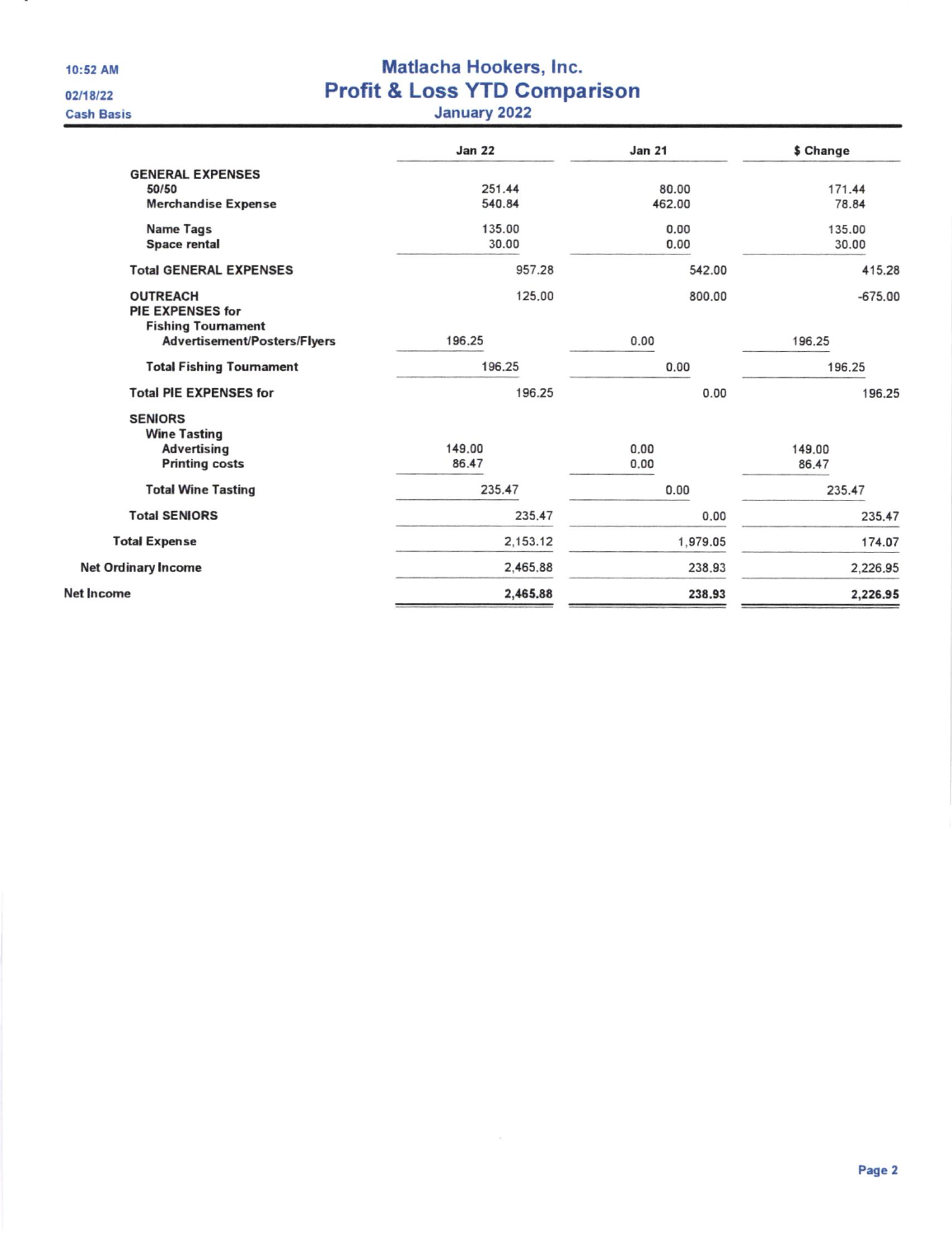10:52 AM
02/18/22
Cash Basis

# Matlacha Hookers, Inc.
## Profit & Loss YTD Comparison
### January 2022

| | Jan 22 | Jan 21 | $ Change |
|---|---|---|---|
| **GENERAL EXPENSES** | | | |
| **50/50** | 251.44 | 80.00 | 171.44 |
| **Merchandise Expense** | 540.84 | 462.00 | 78.84 |
| **Name Tags** | 135.00 | 0.00 | 135.00 |
| **Space rental** | 30.00 | 0.00 | 30.00 |
| **Total GENERAL EXPENSES** | 957.28 | 542.00 | 415.28 |
| **OUTREACH** | 125.00 | 800.00 | -675.00 |
| **PIE EXPENSES for** | | | |
| **Fishing Tournament** | | | |
| **Advertisement/Posters/Flyers** | 196.25 | 0.00 | 196.25 |
| **Total Fishing Tournament** | 196.25 | 0.00 | 196.25 |
| **Total PIE EXPENSES for** | 196.25 | 0.00 | 196.25 |
| **SENIORS** | | | |
| **Wine Tasting** | | | |
| **Advertising** | 149.00 | 0.00 | 149.00 |
| **Printing costs** | 86.47 | 0.00 | 86.47 |
| **Total Wine Tasting** | 235.47 | 0.00 | 235.47 |
| **Total SENIORS** | 235.47 | 0.00 | 235.47 |
| **Total Expense** | 2,153.12 | 1,979.05 | 174.07 |
| **Net Ordinary Income** | 2,465.88 | 238.93 | 2,226.95 |
| **Net Income** | **2,465.88** | **238.93** | **2,226.95** |